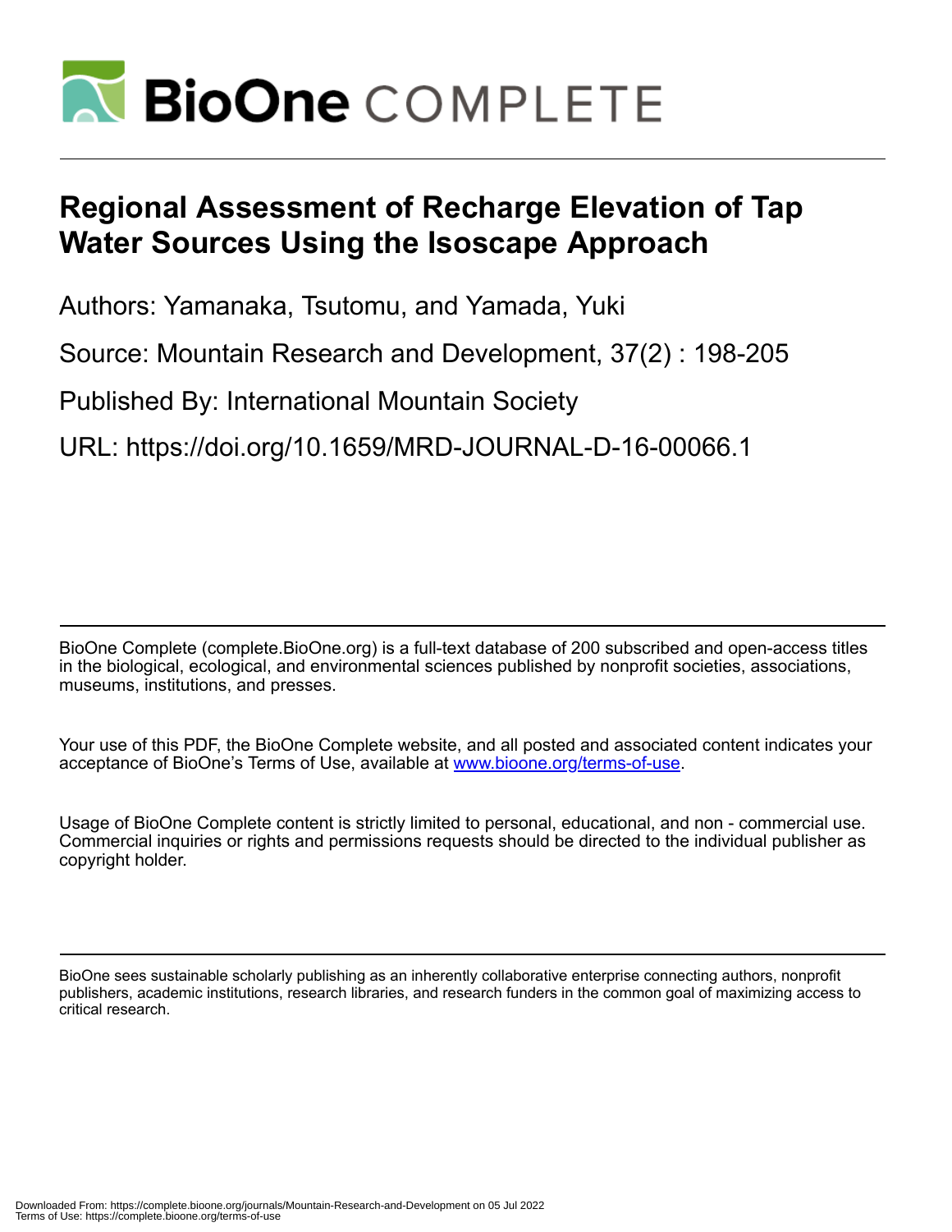# Regional Assessment of Recharge Elevation of Tap Water Sources Using the Isoscape Approach

Authors: Yamanaka, Tsutomu, and Yamada, Yuki

Source: Mountain Research and Development, 37(2) : 198-205

Published By: International Mountain Society

URL: https://doi.org/10.1659/MRD-JOURNAL-D-16-00066.1

---

BioOne Complete (complete.BioOne.org) is a full-text database of 200 subscribed and open-access titles in the biological, ecological, and environmental sciences published by nonprofit societies, associations, museums, institutions, and presses.

Your use of this PDF, the BioOne Complete website, and all posted and associated content indicates your acceptance of BioOne's Terms of Use, available at www.bioone.org/terms-of-use.

Usage of BioOne Complete content is strictly limited to personal, educational, and non - commercial use. Commercial inquiries or rights and permissions requests should be directed to the individual publisher as copyright holder.

---

BioOne sees sustainable scholarly publishing as an inherently collaborative enterprise connecting authors, nonprofit publishers, academic institutions, research libraries, and research funders in the common goal of maximizing access to critical research.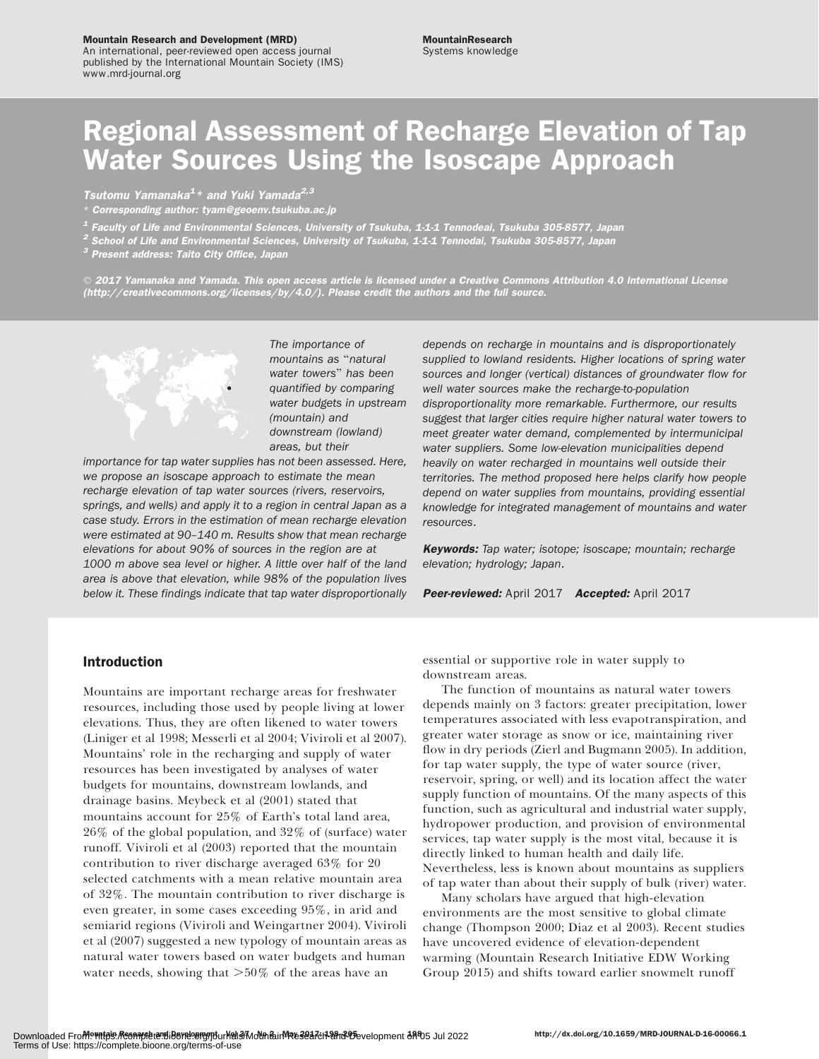Mountain Research and Development (MRD)
An international, peer-reviewed open access journal published by the International Mountain Society (IMS)
www.mrd-journal.org

MountainResearch
Systems knowledge

# Regional Assessment of Recharge Elevation of Tap Water Sources Using the Isoscape Approach

*Tsutomu Yamanaka[1]\* and Yuki Yamada[2,3]*

\* *Corresponding author: tyam@geoenv.tsukuba.ac.jp*

[1] *Faculty of Life and Environmental Sciences, University of Tsukuba, 1-1-1 Tennodeai, Tsukuba 305-8577, Japan*
[2] *School of Life and Environmental Sciences, University of Tsukuba, 1-1-1 Tennodai, Tsukuba 305-8577, Japan*
[3] *Present address: Taito City Office, Japan*

© *2017 Yamanaka and Yamada. This open access article is licensed under a Creative Commons Attribution 4.0 International License (http://creativecommons.org/licenses/by/4.0/). Please credit the authors and the full source.*

*The importance of mountains as "natural water towers" has been quantified by comparing water budgets in upstream (mountain) and downstream (lowland) areas, but their importance for tap water supplies has not been assessed. Here, we propose an isoscape approach to estimate the mean recharge elevation of tap water sources (rivers, reservoirs, springs, and wells) and apply it to a region in central Japan as a case study. Errors in the estimation of mean recharge elevation were estimated at 90–140 m. Results show that mean recharge elevations for about 90% of sources in the region are at 1000 m above sea level or higher. A little over half of the land area is above that elevation, while 98% of the population lives below it. These findings indicate that tap water disproportionately depends on recharge in mountains and is disproportionately supplied to lowland residents. Higher locations of spring water sources and longer (vertical) distances of groundwater flow for well water sources make the recharge-to-population disproportionality more remarkable. Furthermore, our results suggest that larger cities require higher natural water towers to meet greater water demand, complemented by intermunicipal water suppliers. Some low-elevation municipalities depend heavily on water recharged in mountains well outside their territories. The method proposed here helps clarify how people depend on water supplies from mountains, providing essential knowledge for integrated management of mountains and water resources.*

***Keywords:*** *Tap water; isotope; isoscape; mountain; recharge elevation; hydrology; Japan.*

***Peer-reviewed:*** April 2017 ***Accepted:*** April 2017

## Introduction

Mountains are important recharge areas for freshwater resources, including those used by people living at lower elevations. Thus, they are often likened to water towers (Liniger et al 1998; Messerli et al 2004; Viviroli et al 2007). Mountains' role in the recharging and supply of water resources has been investigated by analyses of water budgets for mountains, downstream lowlands, and drainage basins. Meybeck et al (2001) stated that mountains account for 25% of Earth's total land area, 26% of the global population, and 32% of (surface) water runoff. Viviroli et al (2003) reported that the mountain contribution to river discharge averaged 63% for 20 selected catchments with a mean relative mountain area of 32%. The mountain contribution to river discharge is even greater, in some cases exceeding 95%, in arid and semiarid regions (Viviroli and Weingartner 2004). Viviroli et al (2007) suggested a new typology of mountain areas as natural water towers based on water budgets and human water needs, showing that >50% of the areas have an essential or supportive role in water supply to downstream areas.

The function of mountains as natural water towers depends mainly on 3 factors: greater precipitation, lower temperatures associated with less evapotranspiration, and greater water storage as snow or ice, maintaining river flow in dry periods (Zierl and Bugmann 2005). In addition, for tap water supply, the type of water source (river, reservoir, spring, or well) and its location affect the water supply function of mountains. Of the many aspects of this function, such as agricultural and industrial water supply, hydropower production, and provision of environmental services, tap water supply is the most vital, because it is directly linked to human health and daily life. Nevertheless, less is known about mountains as suppliers of tap water than about their supply of bulk (river) water.

Many scholars have argued that high-elevation environments are the most sensitive to global climate change (Thompson 2000; Diaz et al 2003). Recent studies have uncovered evidence of elevation-dependent warming (Mountain Research Initiative EDW Working Group 2015) and shifts toward earlier snowmelt runoff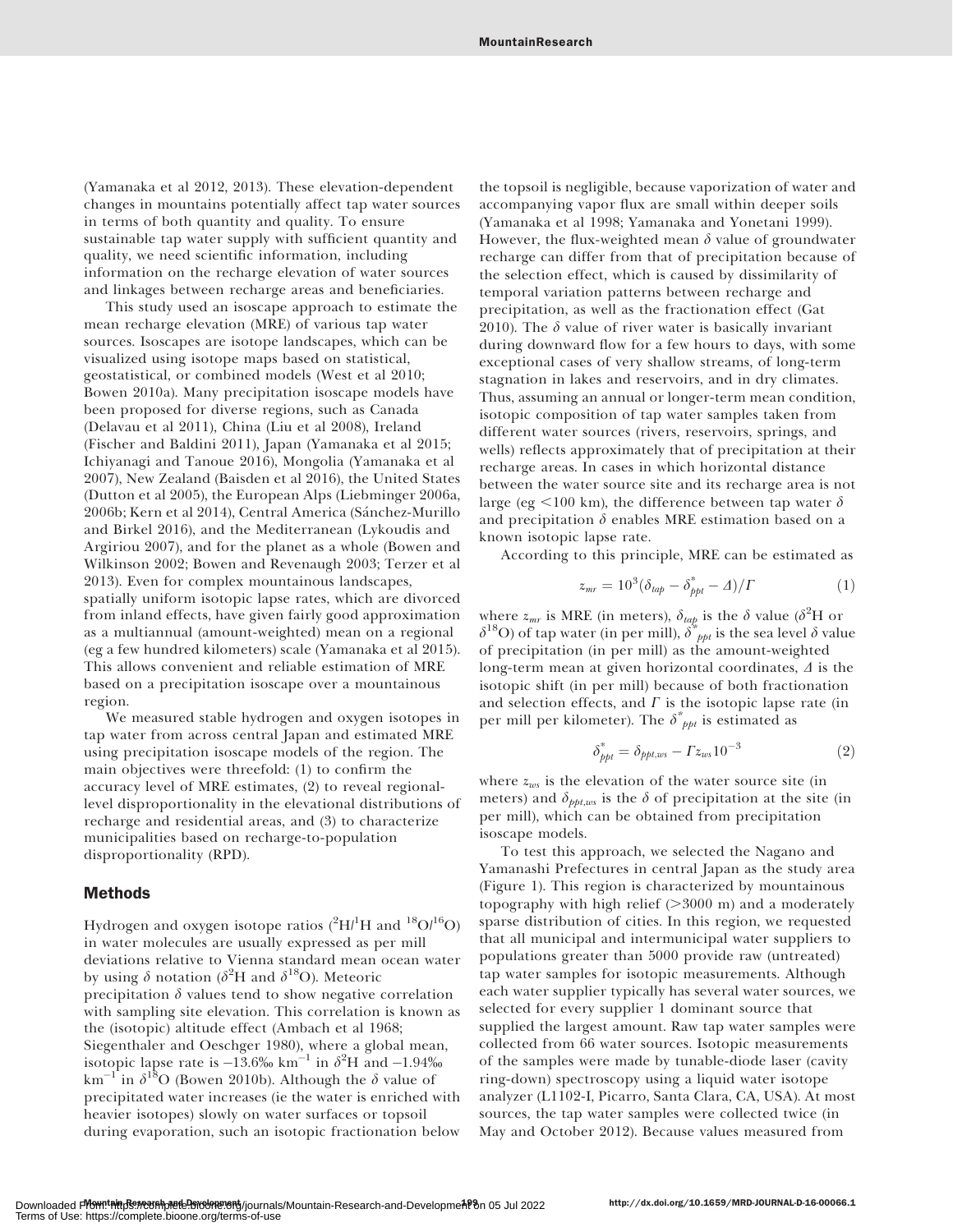(Yamanaka et al 2012, 2013). These elevation-dependent changes in mountains potentially affect tap water sources in terms of both quantity and quality. To ensure sustainable tap water supply with sufficient quantity and quality, we need scientific information, including information on the recharge elevation of water sources and linkages between recharge areas and beneficiaries.

This study used an isoscape approach to estimate the mean recharge elevation (MRE) of various tap water sources. Isoscapes are isotope landscapes, which can be visualized using isotope maps based on statistical, geostatistical, or combined models (West et al 2010; Bowen 2010a). Many precipitation isoscape models have been proposed for diverse regions, such as Canada (Delavau et al 2011), China (Liu et al 2008), Ireland (Fischer and Baldini 2011), Japan (Yamanaka et al 2015; Ichiyanagi and Tanoue 2016), Mongolia (Yamanaka et al 2007), New Zealand (Baisden et al 2016), the United States (Dutton et al 2005), the European Alps (Liebminger 2006a, 2006b; Kern et al 2014), Central America (Sánchez-Murillo and Birkel 2016), and the Mediterranean (Lykoudis and Argiriou 2007), and for the planet as a whole (Bowen and Wilkinson 2002; Bowen and Revenaugh 2003; Terzer et al 2013). Even for complex mountainous landscapes, spatially uniform isotopic lapse rates, which are divorced from inland effects, have given fairly good approximation as a multiannual (amount-weighted) mean on a regional (eg a few hundred kilometers) scale (Yamanaka et al 2015). This allows convenient and reliable estimation of MRE based on a precipitation isoscape over a mountainous region.

We measured stable hydrogen and oxygen isotopes in tap water from across central Japan and estimated MRE using precipitation isoscape models of the region. The main objectives were threefold: (1) to confirm the accuracy level of MRE estimates, (2) to reveal regional-level disproportionality in the elevational distributions of recharge and residential areas, and (3) to characterize municipalities based on recharge-to-population disproportionality (RPD).

## Methods

Hydrogen and oxygen isotope ratios ($^{2}H/^{1}H$ and $^{18}O/^{16}O$) in water molecules are usually expressed as per mill deviations relative to Vienna standard mean ocean water by using $\delta$ notation ($\delta^{2}H$ and $\delta^{18}O$). Meteoric precipitation $\delta$ values tend to show negative correlation with sampling site elevation. This correlation is known as the (isotopic) altitude effect (Ambach et al 1968; Siegenthaler and Oeschger 1980), where a global mean, isotopic lapse rate is $-13.6‰\ km^{-1}$ in $\delta^{2}H$ and $-1.94‰\ km^{-1}$ in $\delta^{18}O$ (Bowen 2010b). Although the $\delta$ value of precipitated water increases (ie the water is enriched with heavier isotopes) slowly on water surfaces or topsoil during evaporation, such an isotopic fractionation below the topsoil is negligible, because vaporization of water and accompanying vapor flux are small within deeper soils (Yamanaka et al 1998; Yamanaka and Yonetani 1999). However, the flux-weighted mean $\delta$ value of groundwater recharge can differ from that of precipitation because of the selection effect, which is caused by dissimilarity of temporal variation patterns between recharge and precipitation, as well as the fractionation effect (Gat 2010). The $\delta$ value of river water is basically invariant during downward flow for a few hours to days, with some exceptional cases of very shallow streams, of long-term stagnation in lakes and reservoirs, and in dry climates. Thus, assuming an annual or longer-term mean condition, isotopic composition of tap water samples taken from different water sources (rivers, reservoirs, springs, and wells) reflects approximately that of precipitation at their recharge areas. In cases in which horizontal distance between the water source site and its recharge area is not large (eg <100 km), the difference between tap water $\delta$ and precipitation $\delta$ enables MRE estimation based on a known isotopic lapse rate.

According to this principle, MRE can be estimated as

$$z_{mr} = 10^{3}(\delta_{tap} - \delta^{*}_{ppt} - \Delta)/\Gamma \qquad (1)$$

where $z_{mr}$ is MRE (in meters), $\delta_{tap}$ is the $\delta$ value ($\delta^{2}H$ or $\delta^{18}O$) of tap water (in per mill), $\delta^{*}_{ppt}$ is the sea level $\delta$ value of precipitation (in per mill) as the amount-weighted long-term mean at given horizontal coordinates, $\Delta$ is the isotopic shift (in per mill) because of both fractionation and selection effects, and $\Gamma$ is the isotopic lapse rate (in per mill per kilometer). The $\delta^{*}_{ppt}$ is estimated as

$$\delta^{*}_{ppt} = \delta_{ppt,ws} - \Gamma z_{ws} 10^{-3} \qquad (2)$$

where $z_{ws}$ is the elevation of the water source site (in meters) and $\delta_{ppt,ws}$ is the $\delta$ of precipitation at the site (in per mill), which can be obtained from precipitation isoscape models.

To test this approach, we selected the Nagano and Yamanashi Prefectures in central Japan as the study area (Figure 1). This region is characterized by mountainous topography with high relief (>3000 m) and a moderately sparse distribution of cities. In this region, we requested that all municipal and intermunicipal water suppliers to populations greater than 5000 provide raw (untreated) tap water samples for isotopic measurements. Although each water supplier typically has several water sources, we selected for every supplier 1 dominant source that supplied the largest amount. Raw tap water samples were collected from 66 water sources. Isotopic measurements of the samples were made by tunable-diode laser (cavity ring-down) spectroscopy using a liquid water isotope analyzer (L1102-I, Picarro, Santa Clara, CA, USA). At most sources, the tap water samples were collected twice (in May and October 2012). Because values measured from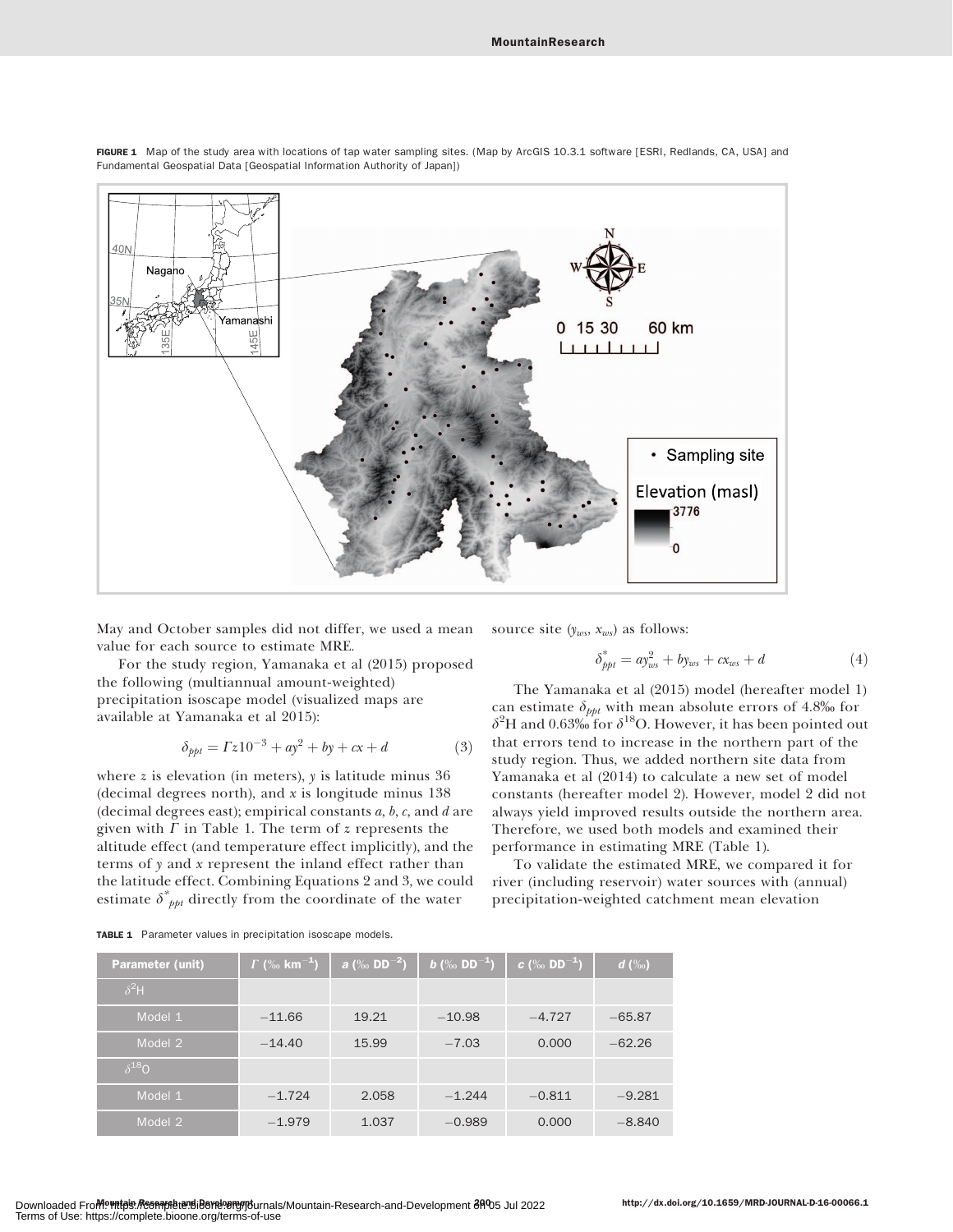FIGURE 1 Map of the study area with locations of tap water sampling sites. (Map by ArcGIS 10.3.1 software [ESRI, Redlands, CA, USA] and Fundamental Geospatial Data [Geospatial Information Authority of Japan])

May and October samples did not differ, we used a mean value for each source to estimate MRE.

For the study region, Yamanaka et al (2015) proposed the following (multiannual amount-weighted) precipitation isoscape model (visualized maps are available at Yamanaka et al 2015):

$$\delta_{ppt} = \Gamma z 10^{-3} + ay^2 + by + cx + d \tag{3}$$

where $z$ is elevation (in meters), $y$ is latitude minus 36 (decimal degrees north), and $x$ is longitude minus 138 (decimal degrees east); empirical constants $a$, $b$, $c$, and $d$ are given with $\Gamma$ in Table 1. The term of $z$ represents the altitude effect (and temperature effect implicitly), and the terms of $y$ and $x$ represent the inland effect rather than the latitude effect. Combining Equations 2 and 3, we could estimate $\delta^*_{ppt}$ directly from the coordinate of the water source site ($y_{ws}$, $x_{ws}$) as follows:

$$\delta^*_{ppt} = ay^2_{ws} + by_{ws} + cx_{ws} + d \tag{4}$$

The Yamanaka et al (2015) model (hereafter model 1) can estimate $\delta_{ppt}$ with mean absolute errors of 4.8‰ for $\delta^2$H and 0.63‰ for $\delta^{18}$O. However, it has been pointed out that errors tend to increase in the northern part of the study region. Thus, we added northern site data from Yamanaka et al (2014) to calculate a new set of model constants (hereafter model 2). However, model 2 did not always yield improved results outside the northern area. Therefore, we used both models and examined their performance in estimating MRE (Table 1).

To validate the estimated MRE, we compared it for river (including reservoir) water sources with (annual) precipitation-weighted catchment mean elevation

TABLE 1 Parameter values in precipitation isoscape models.

| Parameter (unit) | $\Gamma$ (‰ km$^{-1}$) | $a$ (‰ DD$^{-2}$) | $b$ (‰ DD$^{-1}$) | $c$ (‰ DD$^{-1}$) | $d$ (‰) |
|---|---|---|---|---|---|
| $\delta^2$H | | | | | |
| Model 1 | −11.66 | 19.21 | −10.98 | −4.727 | −65.87 |
| Model 2 | −14.40 | 15.99 | −7.03 | 0.000 | −62.26 |
| $\delta^{18}$O | | | | | |
| Model 1 | −1.724 | 2.058 | −1.244 | −0.811 | −9.281 |
| Model 2 | −1.979 | 1.037 | −0.989 | 0.000 | −8.840 |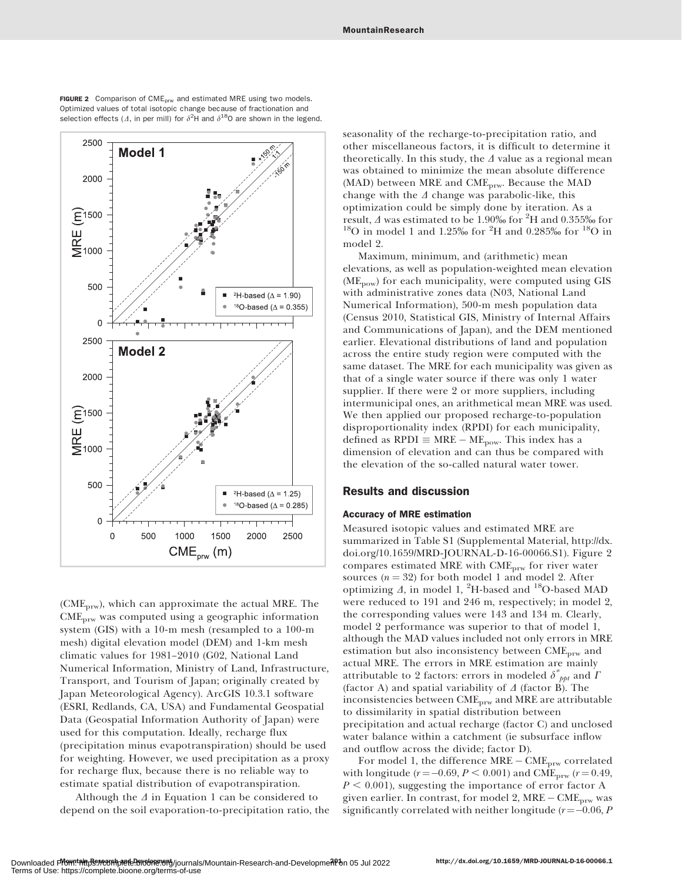FIGURE 2 Comparison of $CME_{prw}$ and estimated MRE using two models. Optimized values of total isotopic change because of fractionation and selection effects ($\Delta$, in per mill) for $\delta^2H$ and $\delta^{18}O$ are shown in the legend.

($CME_{prw}$), which can approximate the actual MRE. The $CME_{prw}$ was computed using a geographic information system (GIS) with a 10-m mesh (resampled to a 100-m mesh) digital elevation model (DEM) and 1-km mesh climatic values for 1981–2010 (G02, National Land Numerical Information, Ministry of Land, Infrastructure, Transport, and Tourism of Japan; originally created by Japan Meteorological Agency). ArcGIS 10.3.1 software (ESRI, Redlands, CA, USA) and Fundamental Geospatial Data (Geospatial Information Authority of Japan) were used for this computation. Ideally, recharge flux (precipitation minus evapotranspiration) should be used for weighting. However, we used precipitation as a proxy for recharge flux, because there is no reliable way to estimate spatial distribution of evapotranspiration.

Although the $\Delta$ in Equation 1 can be considered to depend on the soil evaporation-to-precipitation ratio, the seasonality of the recharge-to-precipitation ratio, and other miscellaneous factors, it is difficult to determine it theoretically. In this study, the $\Delta$ value as a regional mean was obtained to minimize the mean absolute difference (MAD) between MRE and $CME_{prw}$. Because the MAD change with the $\Delta$ change was parabolic-like, this optimization could be simply done by iteration. As a result, $\Delta$ was estimated to be 1.90‰ for $^2H$ and 0.355‰ for $^{18}O$ in model 1 and 1.25‰ for $^2H$ and 0.285‰ for $^{18}O$ in model 2.

Maximum, minimum, and (arithmetic) mean elevations, as well as population-weighted mean elevation ($ME_{pow}$) for each municipality, were computed using GIS with administrative zones data (N03, National Land Numerical Information), 500-m mesh population data (Census 2010, Statistical GIS, Ministry of Internal Affairs and Communications of Japan), and the DEM mentioned earlier. Elevational distributions of land and population across the entire study region were computed with the same dataset. The MRE for each municipality was given as that of a single water source if there was only 1 water supplier. If there were 2 or more suppliers, including intermunicipal ones, an arithmetical mean MRE was used. We then applied our proposed recharge-to-population disproportionality index (RPDI) for each municipality, defined as RPDI $\equiv$ MRE $-$ $ME_{pow}$. This index has a dimension of elevation and can thus be compared with the elevation of the so-called natural water tower.

## Results and discussion

### Accuracy of MRE estimation

Measured isotopic values and estimated MRE are summarized in Table S1 (Supplemental Material, http://dx.doi.org/10.1659/MRD-JOURNAL-D-16-00066.S1). Figure 2 compares estimated MRE with $CME_{prw}$ for river water sources ($n = 32$) for both model 1 and model 2. After optimizing $\Delta$, in model 1, $^2H$-based and $^{18}O$-based MAD were reduced to 191 and 246 m, respectively; in model 2, the corresponding values were 143 and 134 m. Clearly, model 2 performance was superior to that of model 1, although the MAD values included not only errors in MRE estimation but also inconsistency between $CME_{prw}$ and actual MRE. The errors in MRE estimation are mainly attributable to 2 factors: errors in modeled $\delta^*_{ppt}$ and $\Gamma$ (factor A) and spatial variability of $\Delta$ (factor B). The inconsistencies between $CME_{prw}$ and MRE are attributable to dissimilarity in spatial distribution between precipitation and actual recharge (factor C) and unclosed water balance within a catchment (ie subsurface inflow and outflow across the divide; factor D).

For model 1, the difference MRE $-$ $CME_{prw}$ correlated with longitude ($r = -0.69$, $P < 0.001$) and $CME_{prw}$ ($r = 0.49$, $P < 0.001$), suggesting the importance of error factor A given earlier. In contrast, for model 2, MRE $-$ $CME_{prw}$ was significantly correlated with neither longitude ($r = -0.06$, $P$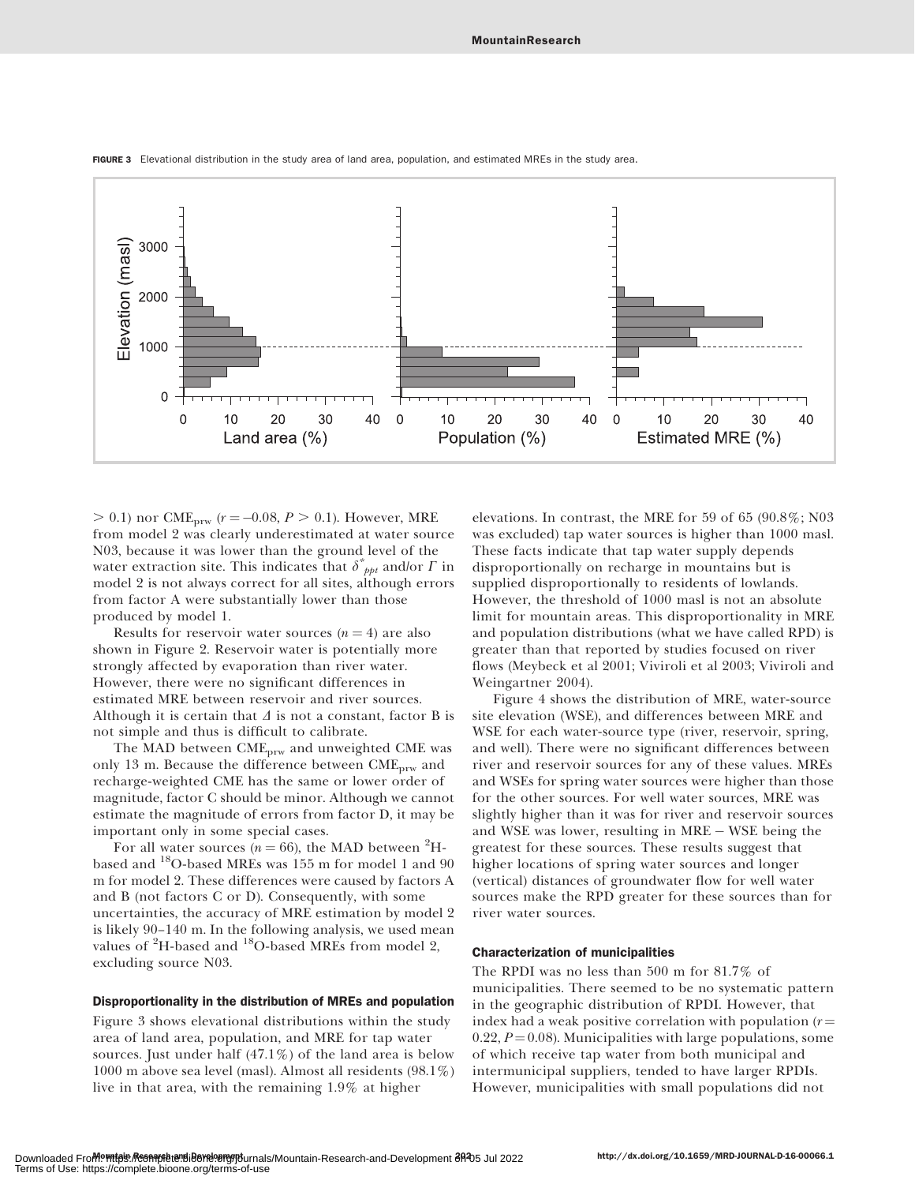FIGURE 3 Elevational distribution in the study area of land area, population, and estimated MREs in the study area.

> 0.1) nor CME$_{prw}$ ($r = -0.08$, $P > 0.1$). However, MRE from model 2 was clearly underestimated at water source N03, because it was lower than the ground level of the water extraction site. This indicates that $\delta^*_{ppt}$ and/or $\Gamma$ in model 2 is not always correct for all sites, although errors from factor A were substantially lower than those produced by model 1.

Results for reservoir water sources ($n = 4$) are also shown in Figure 2. Reservoir water is potentially more strongly affected by evaporation than river water. However, there were no significant differences in estimated MRE between reservoir and river sources. Although it is certain that $\Delta$ is not a constant, factor B is not simple and thus is difficult to calibrate.

The MAD between CME$_{prw}$ and unweighted CME was only 13 m. Because the difference between CME$_{prw}$ and recharge-weighted CME has the same or lower order of magnitude, factor C should be minor. Although we cannot estimate the magnitude of errors from factor D, it may be important only in some special cases.

For all water sources ($n = 66$), the MAD between $^2$H-based and $^{18}$O-based MREs was 155 m for model 1 and 90 m for model 2. These differences were caused by factors A and B (not factors C or D). Consequently, with some uncertainties, the accuracy of MRE estimation by model 2 is likely 90–140 m. In the following analysis, we used mean values of $^2$H-based and $^{18}$O-based MREs from model 2, excluding source N03.

### Disproportionality in the distribution of MREs and population

Figure 3 shows elevational distributions within the study area of land area, population, and MRE for tap water sources. Just under half (47.1%) of the land area is below 1000 m above sea level (masl). Almost all residents (98.1%) live in that area, with the remaining 1.9% at higher elevations. In contrast, the MRE for 59 of 65 (90.8%; N03 was excluded) tap water sources is higher than 1000 masl. These facts indicate that tap water supply depends disproportionally on recharge in mountains but is supplied disproportionally to residents of lowlands. However, the threshold of 1000 masl is not an absolute limit for mountain areas. This disproportionality in MRE and population distributions (what we have called RPD) is greater than that reported by studies focused on river flows (Meybeck et al 2001; Viviroli et al 2003; Viviroli and Weingartner 2004).

Figure 4 shows the distribution of MRE, water-source site elevation (WSE), and differences between MRE and WSE for each water-source type (river, reservoir, spring, and well). There were no significant differences between river and reservoir sources for any of these values. MREs and WSEs for spring water sources were higher than those for the other sources. For well water sources, MRE was slightly higher than it was for river and reservoir sources and WSE was lower, resulting in MRE − WSE being the greatest for these sources. These results suggest that higher locations of spring water sources and longer (vertical) distances of groundwater flow for well water sources make the RPD greater for these sources than for river water sources.

### Characterization of municipalities

The RPDI was no less than 500 m for 81.7% of municipalities. There seemed to be no systematic pattern in the geographic distribution of RPDI. However, that index had a weak positive correlation with population ($r = 0.22$, $P = 0.08$). Municipalities with large populations, some of which receive tap water from both municipal and intermunicipal suppliers, tended to have larger RPDIs. However, municipalities with small populations did not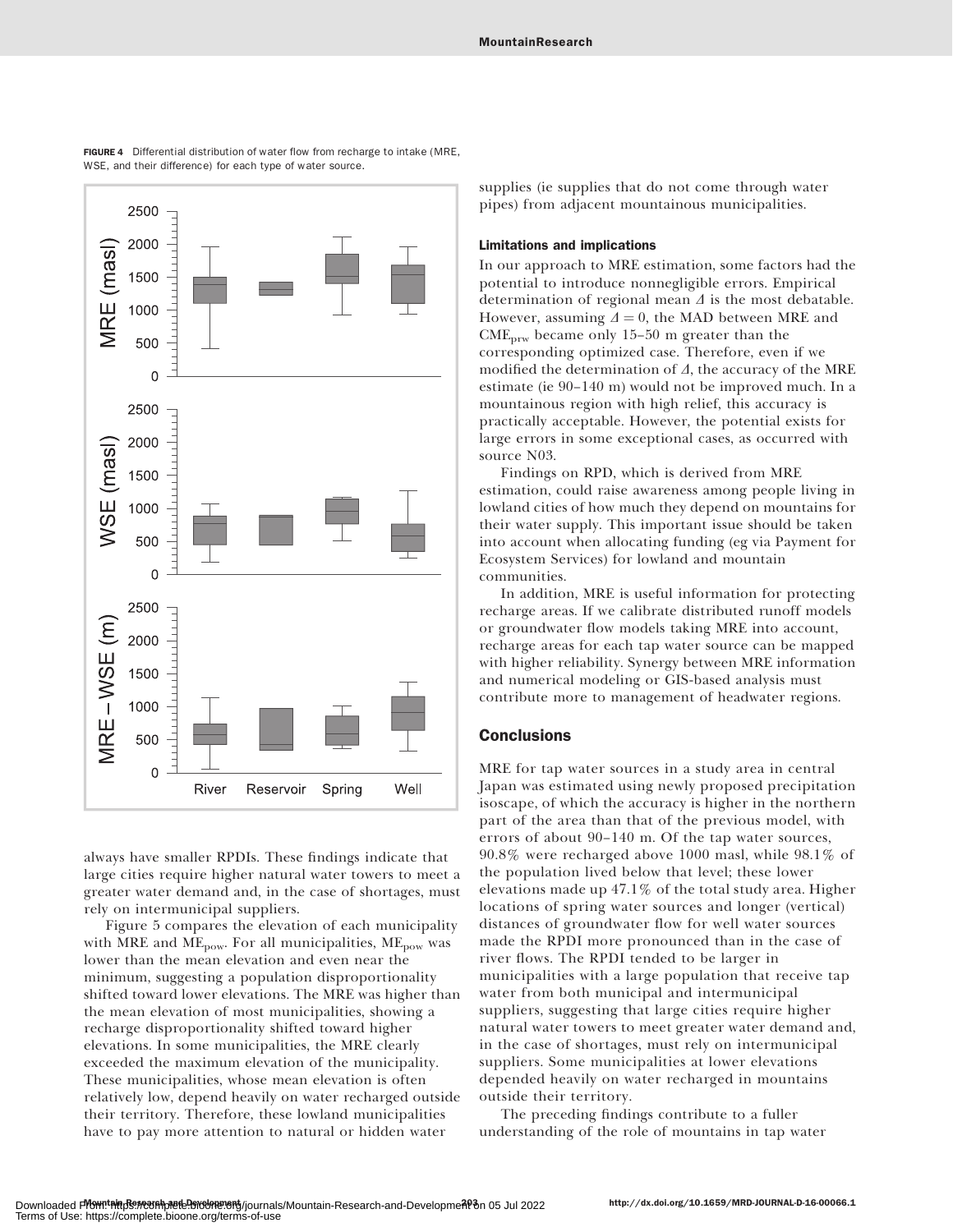FIGURE 4 Differential distribution of water flow from recharge to intake (MRE, WSE, and their difference) for each type of water source.

always have smaller RPDIs. These findings indicate that large cities require higher natural water towers to meet a greater water demand and, in the case of shortages, must rely on intermunicipal suppliers.

Figure 5 compares the elevation of each municipality with MRE and $ME_{pow}$. For all municipalities, $ME_{pow}$ was lower than the mean elevation and even near the minimum, suggesting a population disproportionality shifted toward lower elevations. The MRE was higher than the mean elevation of most municipalities, showing a recharge disproportionality shifted toward higher elevations. In some municipalities, the MRE clearly exceeded the maximum elevation of the municipality. These municipalities, whose mean elevation is often relatively low, depend heavily on water recharged outside their territory. Therefore, these lowland municipalities have to pay more attention to natural or hidden water supplies (ie supplies that do not come through water pipes) from adjacent mountainous municipalities.

### Limitations and implications

In our approach to MRE estimation, some factors had the potential to introduce nonnegligible errors. Empirical determination of regional mean $\Delta$ is the most debatable. However, assuming $\Delta = 0$, the MAD between MRE and $CME_{prw}$ became only 15–50 m greater than the corresponding optimized case. Therefore, even if we modified the determination of $\Delta$, the accuracy of the MRE estimate (ie 90–140 m) would not be improved much. In a mountainous region with high relief, this accuracy is practically acceptable. However, the potential exists for large errors in some exceptional cases, as occurred with source N03.

Findings on RPD, which is derived from MRE estimation, could raise awareness among people living in lowland cities of how much they depend on mountains for their water supply. This important issue should be taken into account when allocating funding (eg via Payment for Ecosystem Services) for lowland and mountain communities.

In addition, MRE is useful information for protecting recharge areas. If we calibrate distributed runoff models or groundwater flow models taking MRE into account, recharge areas for each tap water source can be mapped with higher reliability. Synergy between MRE information and numerical modeling or GIS-based analysis must contribute more to management of headwater regions.

## Conclusions

MRE for tap water sources in a study area in central Japan was estimated using newly proposed precipitation isoscape, of which the accuracy is higher in the northern part of the area than that of the previous model, with errors of about 90–140 m. Of the tap water sources, 90.8% were recharged above 1000 masl, while 98.1% of the population lived below that level; these lower elevations made up 47.1% of the total study area. Higher locations of spring water sources and longer (vertical) distances of groundwater flow for well water sources made the RPDI more pronounced than in the case of river flows. The RPDI tended to be larger in municipalities with a large population that receive tap water from both municipal and intermunicipal suppliers, suggesting that large cities require higher natural water towers to meet greater water demand and, in the case of shortages, must rely on intermunicipal suppliers. Some municipalities at lower elevations depended heavily on water recharged in mountains outside their territory.

The preceding findings contribute to a fuller understanding of the role of mountains in tap water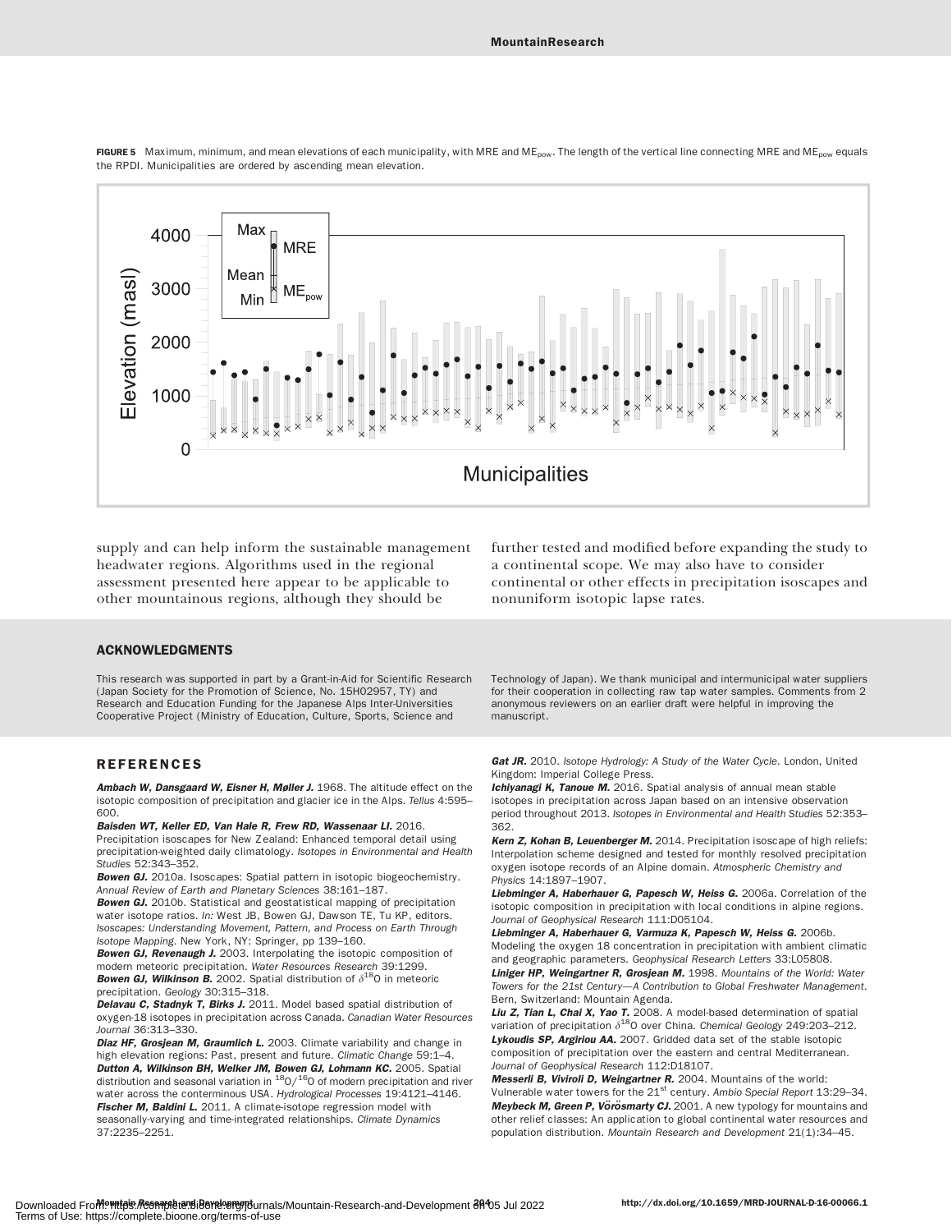**FIGURE 5** Maximum, minimum, and mean elevations of each municipality, with MRE and $ME_{pow}$. The length of the vertical line connecting MRE and $ME_{pow}$ equals the RPDI. Municipalities are ordered by ascending mean elevation.

supply and can help inform the sustainable management headwater regions. Algorithms used in the regional assessment presented here appear to be applicable to other mountainous regions, although they should be further tested and modified before expanding the study to a continental scope. We may also have to consider continental or other effects in precipitation isoscapes and nonuniform isotopic lapse rates.

## ACKNOWLEDGMENTS

This research was supported in part by a Grant-in-Aid for Scientific Research (Japan Society for the Promotion of Science, No. 15H02957, TY) and Research and Education Funding for the Japanese Alps Inter-Universities Cooperative Project (Ministry of Education, Culture, Sports, Science and Technology of Japan). We thank municipal and intermunicipal water suppliers for their cooperation in collecting raw tap water samples. Comments from 2 anonymous reviewers on an earlier draft were helpful in improving the manuscript.

## REFERENCES

***Ambach W, Dansgaard W, Eisner H, Møller J.*** 1968. The altitude effect on the isotopic composition of precipitation and glacier ice in the Alps. *Tellus* 4:595–600.

***Baisden WT, Keller ED, Van Hale R, Frew RD, Wassenaar LI.*** 2016. Precipitation isoscapes for New Zealand: Enhanced temporal detail using precipitation-weighted daily climatology. *Isotopes in Environmental and Health Studies* 52:343–352.

***Bowen GJ.*** 2010a. Isoscapes: Spatial pattern in isotopic biogeochemistry. *Annual Review of Earth and Planetary Sciences* 38:161–187.

***Bowen GJ.*** 2010b. Statistical and geostatistical mapping of precipitation water isotope ratios. *In:* West JB, Bowen GJ, Dawson TE, Tu KP, editors. *Isoscapes: Understanding Movement, Pattern, and Process on Earth Through Isotope Mapping*. New York, NY: Springer, pp 139–160.

***Bowen GJ, Revenaugh J.*** 2003. Interpolating the isotopic composition of modern meteoric precipitation. *Water Resources Research* 39:1299.

***Bowen GJ, Wilkinson B.*** 2002. Spatial distribution of $\delta^{18}$O in meteoric precipitation. *Geology* 30:315–318.

***Delavau C, Stadnyk T, Birks J.*** 2011. Model based spatial distribution of oxygen-18 isotopes in precipitation across Canada. *Canadian Water Resources Journal* 36:313–330.

***Diaz HF, Grosjean M, Graumlich L.*** 2003. Climate variability and change in high elevation regions: Past, present and future. *Climatic Change* 59:1–4.

***Dutton A, Wilkinson BH, Welker JM, Bowen GJ, Lohmann KC.*** 2005. Spatial distribution and seasonal variation in $^{18}$O/$^{16}$O of modern precipitation and river water across the conterminous USA. *Hydrological Processes* 19:4121–4146.

***Fischer M, Baldini L.*** 2011. A climate-isotope regression model with seasonally-varying and time-integrated relationships. *Climate Dynamics* 37:2235–2251.

***Gat JR.*** 2010. *Isotope Hydrology: A Study of the Water Cycle*. London, United Kingdom: Imperial College Press.

***Ichiyanagi K, Tanoue M.*** 2016. Spatial analysis of annual mean stable isotopes in precipitation across Japan based on an intensive observation period throughout 2013. *Isotopes in Environmental and Health Studies* 52:353–362.

***Kern Z, Kohan B, Leuenberger M.*** 2014. Precipitation isoscape of high reliefs: Interpolation scheme designed and tested for monthly resolved precipitation oxygen isotope records of an Alpine domain. *Atmospheric Chemistry and Physics* 14:1897–1907.

***Liebminger A, Haberhauer G, Papesch W, Heiss G.*** 2006a. Correlation of the isotopic composition in precipitation with local conditions in alpine regions. *Journal of Geophysical Research* 111:D05104.

***Liebminger A, Haberhauer G, Varmuza K, Papesch W, Heiss G.*** 2006b. Modeling the oxygen 18 concentration in precipitation with ambient climatic and geographic parameters. *Geophysical Research Letters* 33:L05808.

***Liniger HP, Weingartner R, Grosjean M.*** 1998. *Mountains of the World: Water Towers for the 21st Century—A Contribution to Global Freshwater Management*. Bern, Switzerland: Mountain Agenda.

***Liu Z, Tian L, Chai X, Yao T.*** 2008. A model-based determination of spatial variation of precipitation $\delta^{18}$O over China. *Chemical Geology* 249:203–212.

***Lykoudis SP, Argiriou AA.*** 2007. Gridded data set of the stable isotopic composition of precipitation over the eastern and central Mediterranean. *Journal of Geophysical Research* 112:D18107.

***Messerli B, Viviroli D, Weingartner R.*** 2004. Mountains of the world: Vulnerable water towers for the 21st century. *Ambio Special Report* 13:29–34.

***Meybeck M, Green P, Vörösmarty CJ.*** 2001. A new typology for mountains and other relief classes: An application to global continental water resources and population distribution. *Mountain Research and Development* 21(1):34–45.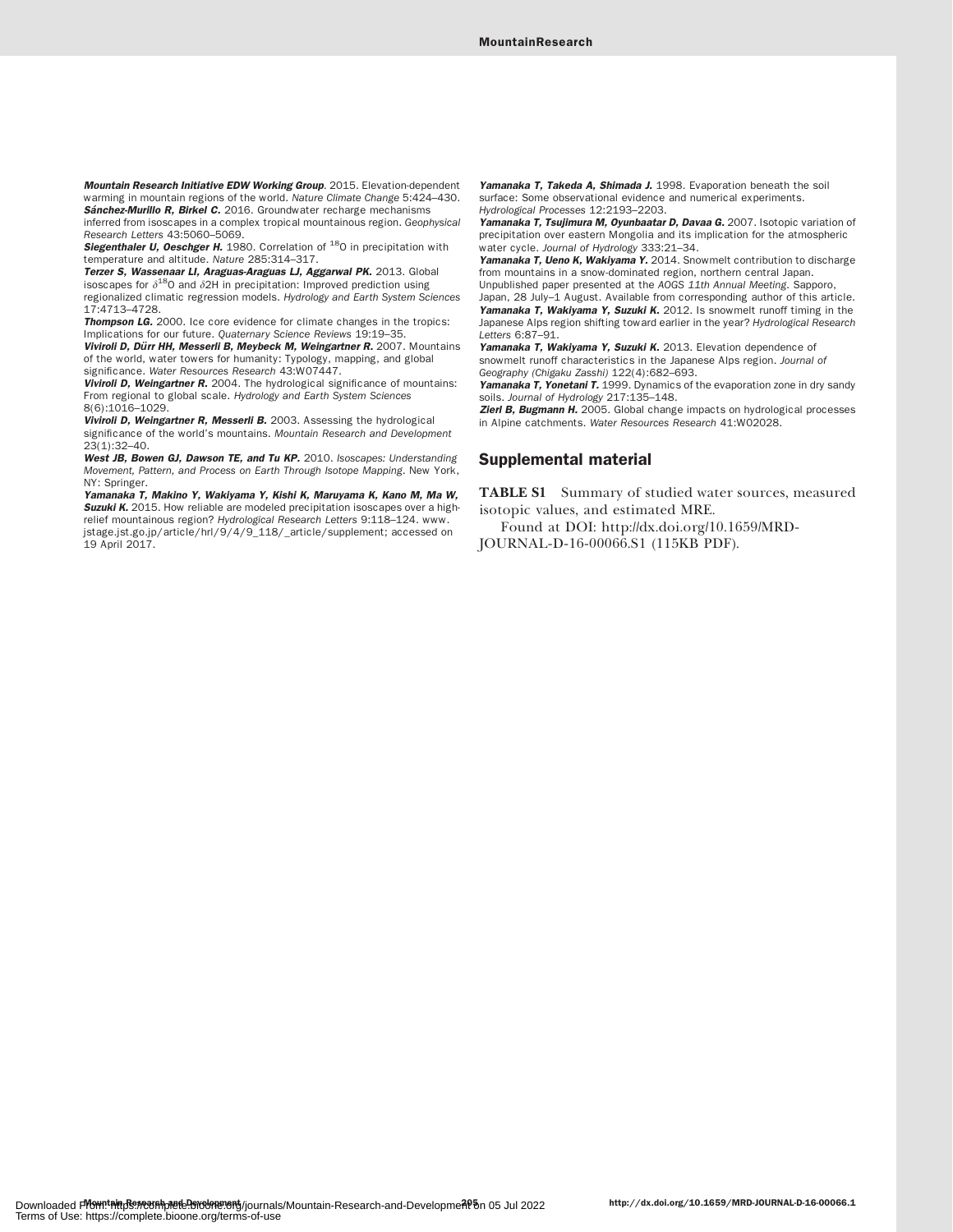***Mountain Research Initiative EDW Working Group***. 2015. Elevation-dependent warming in mountain regions of the world. *Nature Climate Change* 5:424–430.

***Sánchez-Murillo R, Birkel C.*** 2016. Groundwater recharge mechanisms inferred from isoscapes in a complex tropical mountainous region. *Geophysical Research Letters* 43:5060–5069.

***Siegenthaler U, Oeschger H.*** 1980. Correlation of $^{18}O$ in precipitation with temperature and altitude. *Nature* 285:314–317.

***Terzer S, Wassenaar LI, Araguas-Araguas LJ, Aggarwal PK.*** 2013. Global isoscapes for $\delta^{18}O$ and $\delta 2H$ in precipitation: Improved prediction using regionalized climatic regression models. *Hydrology and Earth System Sciences* 17:4713–4728.

***Thompson LG.*** 2000. Ice core evidence for climate changes in the tropics: Implications for our future. *Quaternary Science Reviews* 19:19–35.

***Viviroli D, Dürr HH, Messerli B, Meybeck M, Weingartner R.*** 2007. Mountains of the world, water towers for humanity: Typology, mapping, and global significance. *Water Resources Research* 43:W07447.

***Viviroli D, Weingartner R.*** 2004. The hydrological significance of mountains: From regional to global scale. *Hydrology and Earth System Sciences* 8(6):1016–1029.

***Viviroli D, Weingartner R, Messerli B.*** 2003. Assessing the hydrological significance of the world's mountains. *Mountain Research and Development* 23(1):32–40.

***West JB, Bowen GJ, Dawson TE, and Tu KP.*** 2010. *Isoscapes: Understanding Movement, Pattern, and Process on Earth Through Isotope Mapping*. New York, NY: Springer.

***Yamanaka T, Makino Y, Wakiyama Y, Kishi K, Maruyama K, Kano M, Ma W, Suzuki K.*** 2015. How reliable are modeled precipitation isoscapes over a high-relief mountainous region? *Hydrological Research Letters* 9:118–124. www.jstage.jst.go.jp/article/hrl/9/4/9_118/_article/supplement; accessed on 19 April 2017.

***Yamanaka T, Takeda A, Shimada J.*** 1998. Evaporation beneath the soil surface: Some observational evidence and numerical experiments. *Hydrological Processes* 12:2193–2203.

***Yamanaka T, Tsujimura M, Oyunbaatar D, Davaa G.*** 2007. Isotopic variation of precipitation over eastern Mongolia and its implication for the atmospheric water cycle. *Journal of Hydrology* 333:21–34.

***Yamanaka T, Ueno K, Wakiyama Y.*** 2014. Snowmelt contribution to discharge from mountains in a snow-dominated region, northern central Japan. Unpublished paper presented at the *AOGS 11th Annual Meeting*. Sapporo, Japan, 28 July–1 August. Available from corresponding author of this article.

***Yamanaka T, Wakiyama Y, Suzuki K.*** 2012. Is snowmelt runoff timing in the Japanese Alps region shifting toward earlier in the year? *Hydrological Research Letters* 6:87–91.

***Yamanaka T, Wakiyama Y, Suzuki K.*** 2013. Elevation dependence of snowmelt runoff characteristics in the Japanese Alps region. *Journal of Geography (Chigaku Zasshi)* 122(4):682–693.

***Yamanaka T, Yonetani T.*** 1999. Dynamics of the evaporation zone in dry sandy soils. *Journal of Hydrology* 217:135–148.

***Zierl B, Bugmann H.*** 2005. Global change impacts on hydrological processes in Alpine catchments. *Water Resources Research* 41:W02028.

## Supplemental material

**TABLE S1** Summary of studied water sources, measured isotopic values, and estimated MRE.

Found at DOI: http://dx.doi.org/10.1659/MRD-JOURNAL-D-16-00066.S1 (115KB PDF).